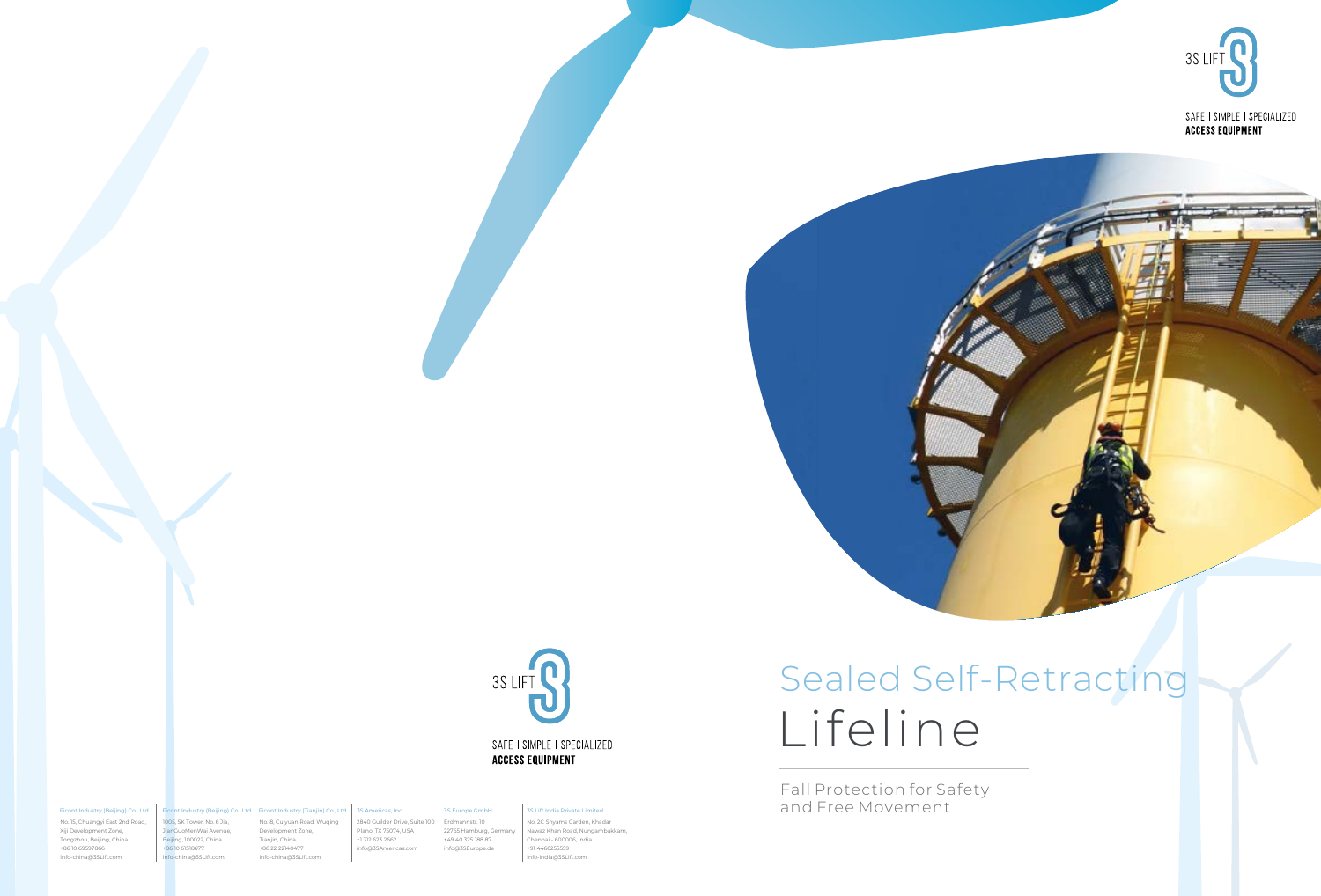3S LIFT

SAFE | SIMPLE | SPECIALIZED
**ACCESS EQUIPMENT**

# Sealed Self-Retracting Lifeline

## Fall Protection for Safety and Free Movement

3S LIFT

SAFE | SIMPLE | SPECIALIZED
**ACCESS EQUIPMENT**

**Ficont Industry (Beijing) Co., Ltd.**
No. 15, Chuangyi East 2nd Road,
Xiji Development Zone,
Tongzhou, Beijing, China
+86 10 69597866
info-china@3SLift.com

**Ficont Industry (Beijing) Co., Ltd.**
1005, SK Tower, No. 6 Jia,
JianGuoMenWai Avenue,
Beijing, 100022, China
+86 10 61518677
info-china@3SLift.com

**Ficont Industry (Tianjin) Co., Ltd.**
No. 8, Cuiyuan Road, Wuqing
Development Zone,
Tianjin, China
+86 22 22140477
info-china@3SLift.com

**3S Americas, Inc.**
2840 Guilder Drive, Suite 100
Plano, TX 75074, USA
+1 312 623 2662
info@3SAmericas.com

**3S Europe GmbH**
Erdmannstr. 10
22765 Hamburg, Germany
+49 40 325 188 87
info@3SEurope.de

**3S Lift India Private Limited**
No. 2C Shyams Garden, Khadar
Nawaz Khan Road, Nungambakkam,
Chennai - 600006, India
+91 4466255559
info-india@3SLift.com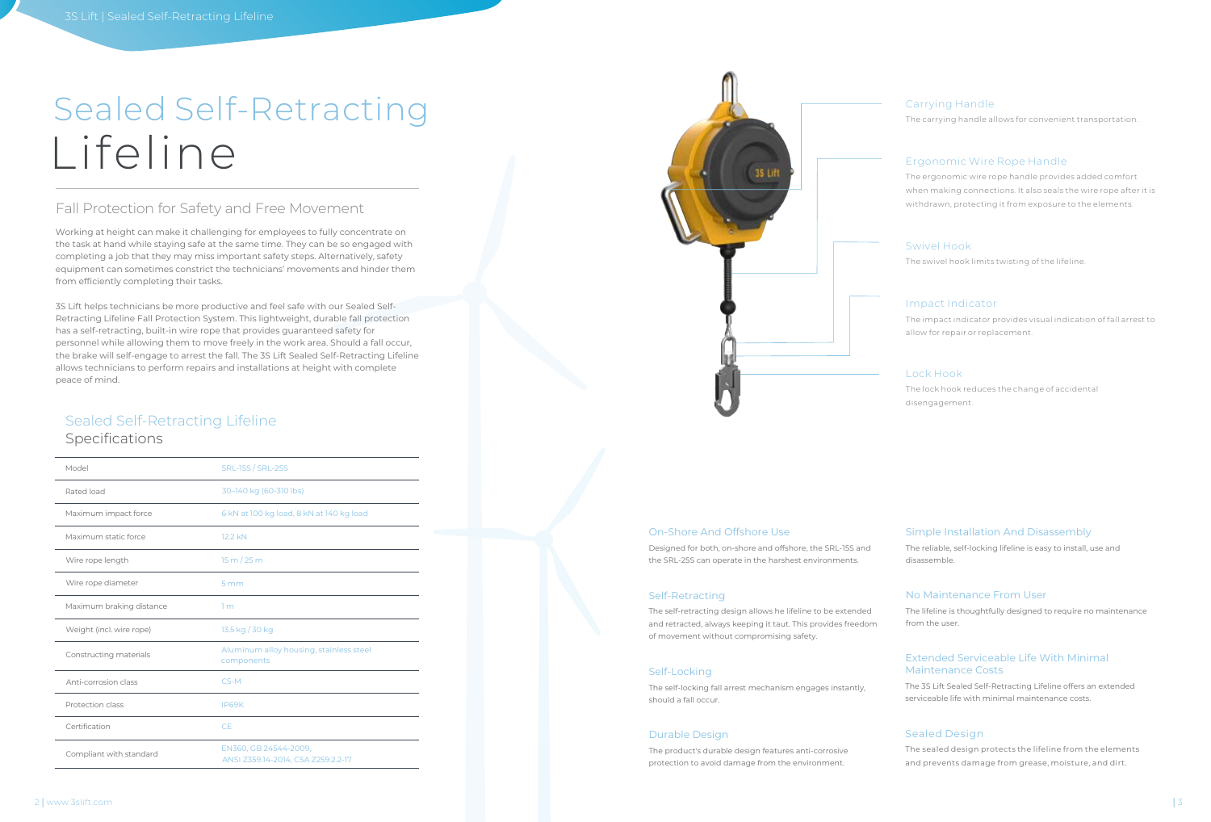# Sealed Self-Retracting Lifeline

## Fall Protection for Safety and Free Movement

Working at height can make it challenging for employees to fully concentrate on the task at hand while staying safe at the same time. They can be so engaged with completing a job that they may miss important safety steps. Alternatively, safety equipment can sometimes constrict the technicians' movements and hinder them from efficiently completing their tasks.

3S Lift helps technicians be more productive and feel safe with our Sealed Self-Retracting Lifeline Fall Protection System. This lightweight, durable fall protection has a self-retracting, built-in wire rope that provides guaranteed safety for personnel while allowing them to move freely in the work area. Should a fall occur, the brake will self-engage to arrest the fall. The 3S Lift Sealed Self-Retracting Lifeline allows technicians to perform repairs and installations at height with complete peace of mind.

## Sealed Self-Retracting Lifeline Specifications

| | |
|---|---|
| Model | SRL-15S / SRL-25S |
| Rated load | 30-140 kg (60-310 lbs) |
| Maximum impact force | 6 kN at 100 kg load, 8 kN at 140 kg load |
| Maximum static force | 12.2 kN |
| Wire rope length | 15 m / 25 m |
| Wire rope diameter | 5 mm |
| Maximum braking distance | 1 m |
| Weight (incl. wire rope) | 13.5 kg / 30 kg |
| Constructing materials | Aluminum alloy housing, stainless steel components |
| Anti-corrosion class | C5-M |
| Protection class | IP69K |
| Certification | CE |
| Compliant with standard | EN360, GB 24544-2009, ANSI Z359.14-2014, CSA Z259.2.2-17 |

### Carrying Handle

The carrying handle allows for convenient transportation.

### Ergonomic Wire Rope Handle

The ergonomic wire rope handle provides added comfort when making connections. It also seals the wire rope after it is withdrawn, protecting it from exposure to the elements.

### Swivel Hook

The swivel hook limits twisting of the lifeline.

### Impact Indicator

The impact indicator provides visual indication of fall arrest to allow for repair or replacement.

### Lock Hook

The lock hook reduces the change of accidental disengagement.

### On-Shore And Offshore Use

Designed for both, on-shore and offshore, the SRL-15S and the SRL-25S can operate in the harshest environments.

### Self-Retracting

The self-retracting design allows he lifeline to be extended and retracted, always keeping it taut. This provides freedom of movement without compromising safety.

### Self-Locking

The self-locking fall arrest mechanism engages instantly, should a fall occur.

### Durable Design

The product's durable design features anti-corrosive protection to avoid damage from the environment.

### Simple Installation And Disassembly

The reliable, self-locking lifeline is easy to install, use and disassemble.

### No Maintenance From User

The lifeline is thoughtfully designed to require no maintenance from the user.

### Extended Serviceable Life With Minimal Maintenance Costs

The 3S Lift Sealed Self-Retracting Lifeline offers an extended serviceable life with minimal maintenance costs.

### Sealed Design

The sealed design protects the lifeline from the elements and prevents damage from grease, moisture, and dirt.